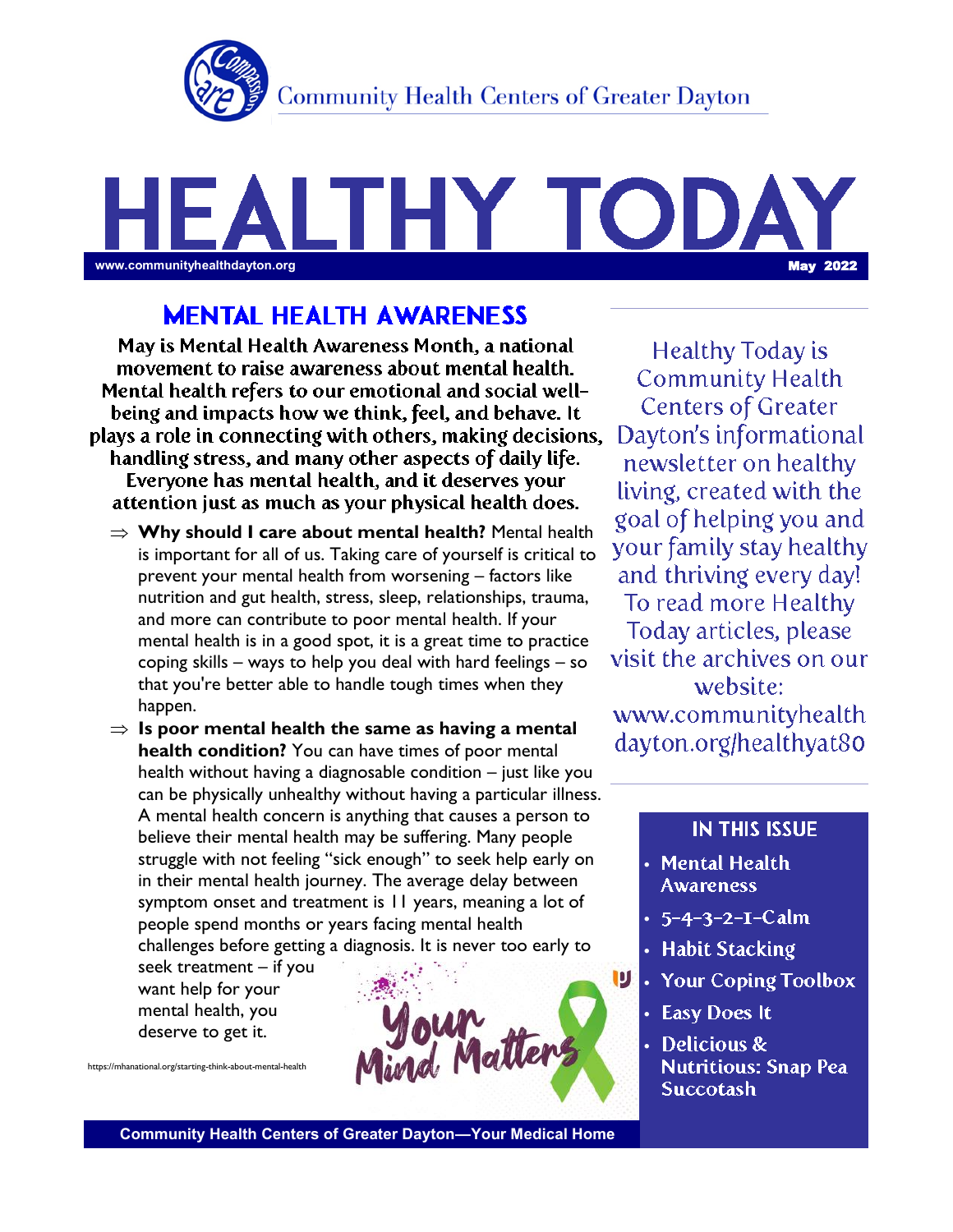Community Health Centers of Greater Dayton

# HEALTHY TODAY

www.communityhealthdayton.org — May 2022

## MENTAL HEALTH AWARENESS

**May is Mental Health Awareness Month, a national movement to raise awareness about mental health. Mental health refers to our emotional and social well-being and impacts how we think, feel, and behave. It plays a role in connecting with others, making decisions, handling stress, and many other aspects of daily life. Everyone has mental health, and it deserves your attention just as much as your physical health does.**

- **Why should I care about mental health?** Mental health is important for all of us. Taking care of yourself is critical to prevent your mental health from worsening – factors like nutrition and gut health, stress, sleep, relationships, trauma, and more can contribute to poor mental health. If your mental health is in a good spot, it is a great time to practice coping skills – ways to help you deal with hard feelings – so that you're better able to handle tough times when they happen.
- **Is poor mental health the same as having a mental health condition?** You can have times of poor mental health without having a diagnosable condition – just like you can be physically unhealthy without having a particular illness. A mental health concern is anything that causes a person to believe their mental health may be suffering. Many people struggle with not feeling "sick enough" to seek help early on in their mental health journey. The average delay between symptom onset and treatment is 11 years, meaning a lot of people spend months or years facing mental health challenges before getting a diagnosis. It is never too early to seek treatment – if you want help for your mental health, you deserve to get it.

https://mhanational.org/starting-think-about-mental-health

Your Mind Matters

Healthy Today is Community Health Centers of Greater Dayton's informational newsletter on healthy living, created with the goal of helping you and your family stay healthy and thriving every day! To read more Healthy Today articles, please visit the archives on our website: www.communityhealthdayton.org/healthyat80

### IN THIS ISSUE

- Mental Health Awareness
- 5-4-3-2-1-Calm
- Habit Stacking
- Your Coping Toolbox
- Easy Does It
- Delicious & Nutritious: Snap Pea Succotash

Community Health Centers of Greater Dayton—Your Medical Home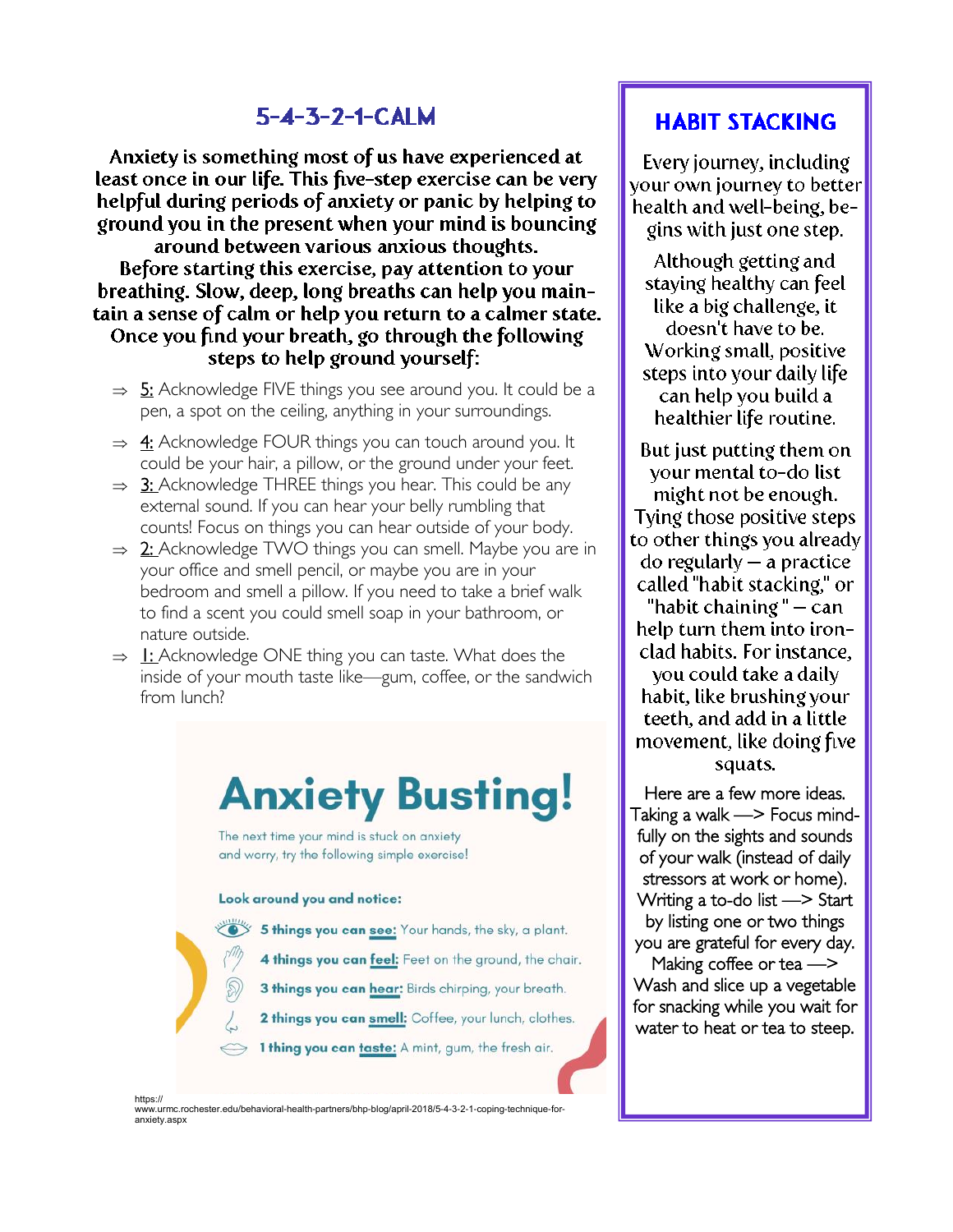## 5-4-3-2-1-CALM

**Anxiety is something most of us have experienced at least once in our life. This five-step exercise can be very helpful during periods of anxiety or panic by helping to ground you in the present when your mind is bouncing around between various anxious thoughts. Before starting this exercise, pay attention to your breathing. Slow, deep, long breaths can help you maintain a sense of calm or help you return to a calmer state. Once you find your breath, go through the following steps to help ground yourself:**

- ⇒ 5: Acknowledge FIVE things you see around you. It could be a pen, a spot on the ceiling, anything in your surroundings.
- ⇒ 4: Acknowledge FOUR things you can touch around you. It could be your hair, a pillow, or the ground under your feet.
- ⇒ 3: Acknowledge THREE things you hear. This could be any external sound. If you can hear your belly rumbling that counts! Focus on things you can hear outside of your body.
- ⇒ 2: Acknowledge TWO things you can smell. Maybe you are in your office and smell pencil, or maybe you are in your bedroom and smell a pillow. If you need to take a brief walk to find a scent you could smell soap in your bathroom, or nature outside.
- ⇒ 1: Acknowledge ONE thing you can taste. What does the inside of your mouth taste like—gum, coffee, or the sandwich from lunch?

# Anxiety Busting!

The next time your mind is stuck on anxiety and worry, try the following simple exercise!

**Look around you and notice:**

- **5 things you can see:** Your hands, the sky, a plant.
- **4 things you can feel:** Feet on the ground, the chair.
- **3 things you can hear:** Birds chirping, your breath.
- **2 things you can smell:** Coffee, your lunch, clothes.
- **1 thing you can taste:** A mint, gum, the fresh air.

https://www.urmc.rochester.edu/behavioral-health-partners/bhp-blog/april-2018/5-4-3-2-1-coping-technique-for-anxiety.aspx

## HABIT STACKING

Every journey, including your own journey to better health and well-being, begins with just one step.

Although getting and staying healthy can feel like a big challenge, it doesn't have to be. Working small, positive steps into your daily life can help you build a healthier life routine.

But just putting them on your mental to-do list might not be enough. Tying those positive steps to other things you already do regularly — a practice called "habit stacking," or "habit chaining" — can help turn them into iron-clad habits. For instance, you could take a daily habit, like brushing your teeth, and add in a little movement, like doing five squats.

Here are a few more ideas.
Taking a walk —> Focus mindfully on the sights and sounds of your walk (instead of daily stressors at work or home).
Writing a to-do list —> Start by listing one or two things you are grateful for every day.
Making coffee or tea —> Wash and slice up a vegetable for snacking while you wait for water to heat or tea to steep.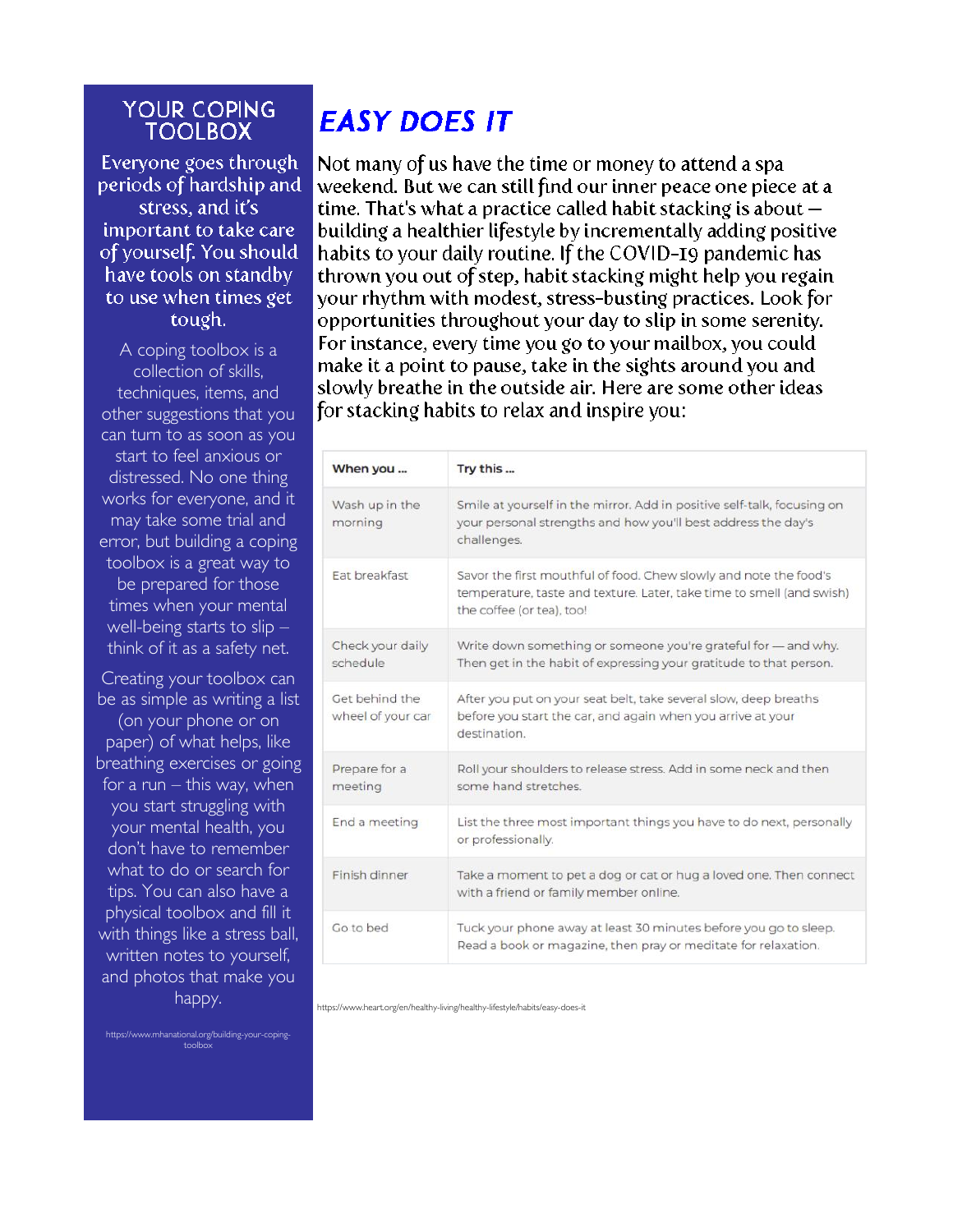## YOUR COPING TOOLBOX

Everyone goes through periods of hardship and stress, and it's important to take care of yourself. You should have tools on standby to use when times get tough.

A coping toolbox is a collection of skills, techniques, items, and other suggestions that you can turn to as soon as you start to feel anxious or distressed. No one thing works for everyone, and it may take some trial and error, but building a coping toolbox is a great way to be prepared for those times when your mental well-being starts to slip – think of it as a safety net.

Creating your toolbox can be as simple as writing a list (on your phone or on paper) of what helps, like breathing exercises or going for a run – this way, when you start struggling with your mental health, you don't have to remember what to do or search for tips. You can also have a physical toolbox and fill it with things like a stress ball, written notes to yourself, and photos that make you happy.

https://www.mhanational.org/building-your-coping-toolbox

# *EASY DOES IT*

Not many of us have the time or money to attend a spa weekend. But we can still find our inner peace one piece at a time. That's what a practice called habit stacking is about — building a healthier lifestyle by incrementally adding positive habits to your daily routine. If the COVID-19 pandemic has thrown you out of step, habit stacking might help you regain your rhythm with modest, stress-busting practices. Look for opportunities throughout your day to slip in some serenity. For instance, every time you go to your mailbox, you could make it a point to pause, take in the sights around you and slowly breathe in the outside air. Here are some other ideas for stacking habits to relax and inspire you:

| When you ... | Try this ... |
|---|---|
| Wash up in the morning | Smile at yourself in the mirror. Add in positive self-talk, focusing on your personal strengths and how you'll best address the day's challenges. |
| Eat breakfast | Savor the first mouthful of food. Chew slowly and note the food's temperature, taste and texture. Later, take time to smell (and swish) the coffee (or tea), too! |
| Check your daily schedule | Write down something or someone you're grateful for — and why. Then get in the habit of expressing your gratitude to that person. |
| Get behind the wheel of your car | After you put on your seat belt, take several slow, deep breaths before you start the car, and again when you arrive at your destination. |
| Prepare for a meeting | Roll your shoulders to release stress. Add in some neck and then some hand stretches. |
| End a meeting | List the three most important things you have to do next, personally or professionally. |
| Finish dinner | Take a moment to pet a dog or cat or hug a loved one. Then connect with a friend or family member online. |
| Go to bed | Tuck your phone away at least 30 minutes before you go to sleep. Read a book or magazine, then pray or meditate for relaxation. |

https://www.heart.org/en/healthy-living/healthy-lifestyle/habits/easy-does-it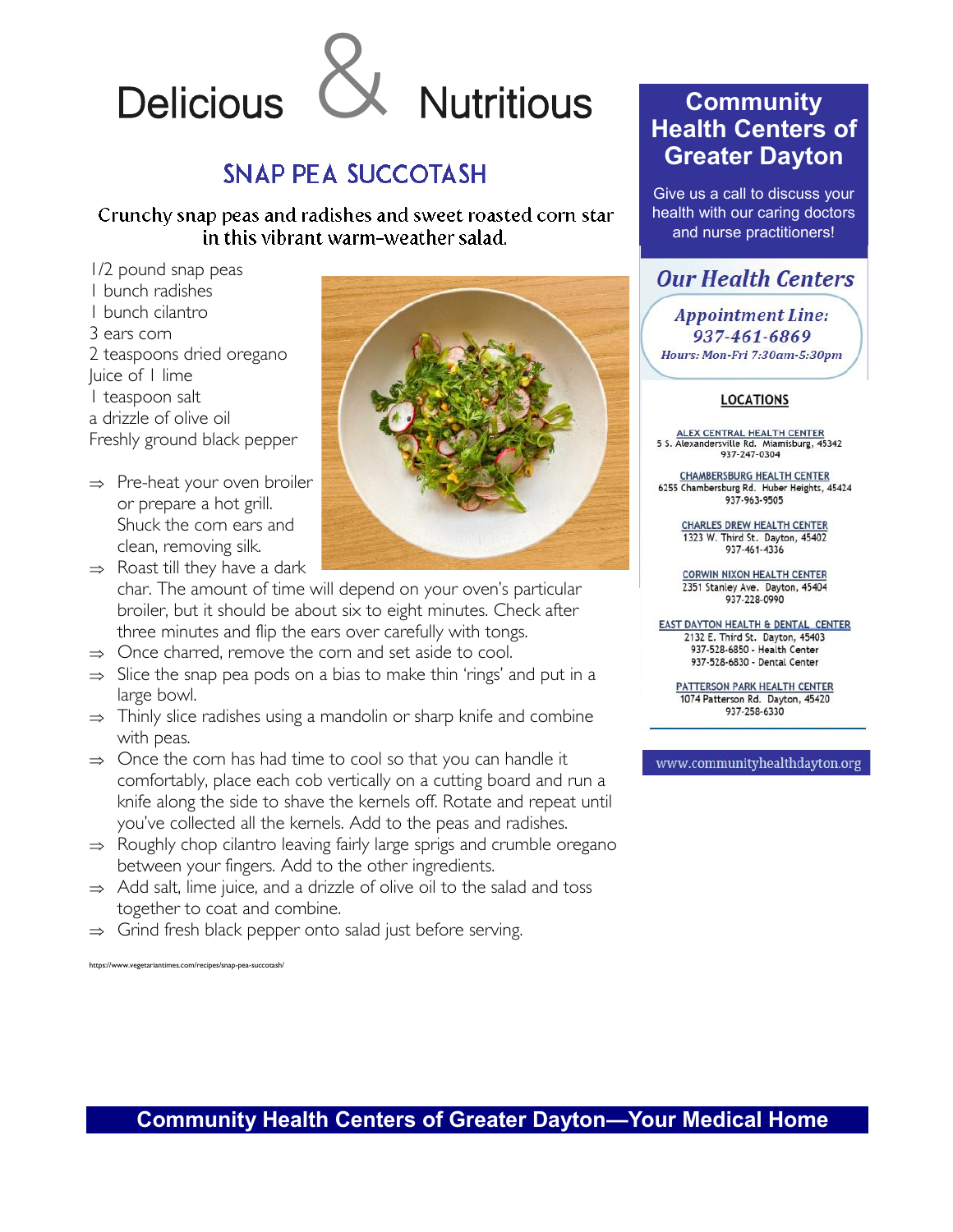# Delicious & Nutritious

## SNAP PEA SUCCOTASH

Crunchy snap peas and radishes and sweet roasted corn star in this vibrant warm-weather salad.

1/2 pound snap peas
1 bunch radishes
1 bunch cilantro
3 ears corn
2 teaspoons dried oregano
Juice of 1 lime
1 teaspoon salt
a drizzle of olive oil
Freshly ground black pepper

- ⇒ Pre-heat your oven broiler or prepare a hot grill. Shuck the corn ears and clean, removing silk.
- ⇒ Roast till they have a dark char. The amount of time will depend on your oven's particular broiler, but it should be about six to eight minutes. Check after three minutes and flip the ears over carefully with tongs.
- ⇒ Once charred, remove the corn and set aside to cool.
- ⇒ Slice the snap pea pods on a bias to make thin 'rings' and put in a large bowl.
- ⇒ Thinly slice radishes using a mandolin or sharp knife and combine with peas.
- ⇒ Once the corn has had time to cool so that you can handle it comfortably, place each cob vertically on a cutting board and run a knife along the side to shave the kernels off. Rotate and repeat until you've collected all the kernels. Add to the peas and radishes.
- ⇒ Roughly chop cilantro leaving fairly large sprigs and crumble oregano between your fingers. Add to the other ingredients.
- ⇒ Add salt, lime juice, and a drizzle of olive oil to the salad and toss together to coat and combine.
- ⇒ Grind fresh black pepper onto salad just before serving.

https://www.vegetariantimes.com/recipes/snap-pea-succotash/

## Community Health Centers of Greater Dayton

Give us a call to discuss your health with our caring doctors and nurse practitioners!

### *Our Health Centers*

***Appointment Line:***
***937-461-6869***
***Hours: Mon-Fri 7:30am-5:30pm***

**LOCATIONS**

ALEX CENTRAL HEALTH CENTER
5 S. Alexandersville Rd. Miamisburg, 45342
937-247-0304

CHAMBERSBURG HEALTH CENTER
6255 Chambersburg Rd. Huber Heights, 45424
937-963-9505

CHARLES DREW HEALTH CENTER
1323 W. Third St. Dayton, 45402
937-461-4336

CORWIN NIXON HEALTH CENTER
2351 Stanley Ave. Dayton, 45404
937-228-0990

EAST DAYTON HEALTH & DENTAL CENTER
2132 E. Third St. Dayton, 45403
937-528-6850 - Health Center
937-528-6830 - Dental Center

PATTERSON PARK HEALTH CENTER
1074 Patterson Rd. Dayton, 45420
937-258-6330

www.communityhealthdayton.org

**Community Health Centers of Greater Dayton—Your Medical Home**